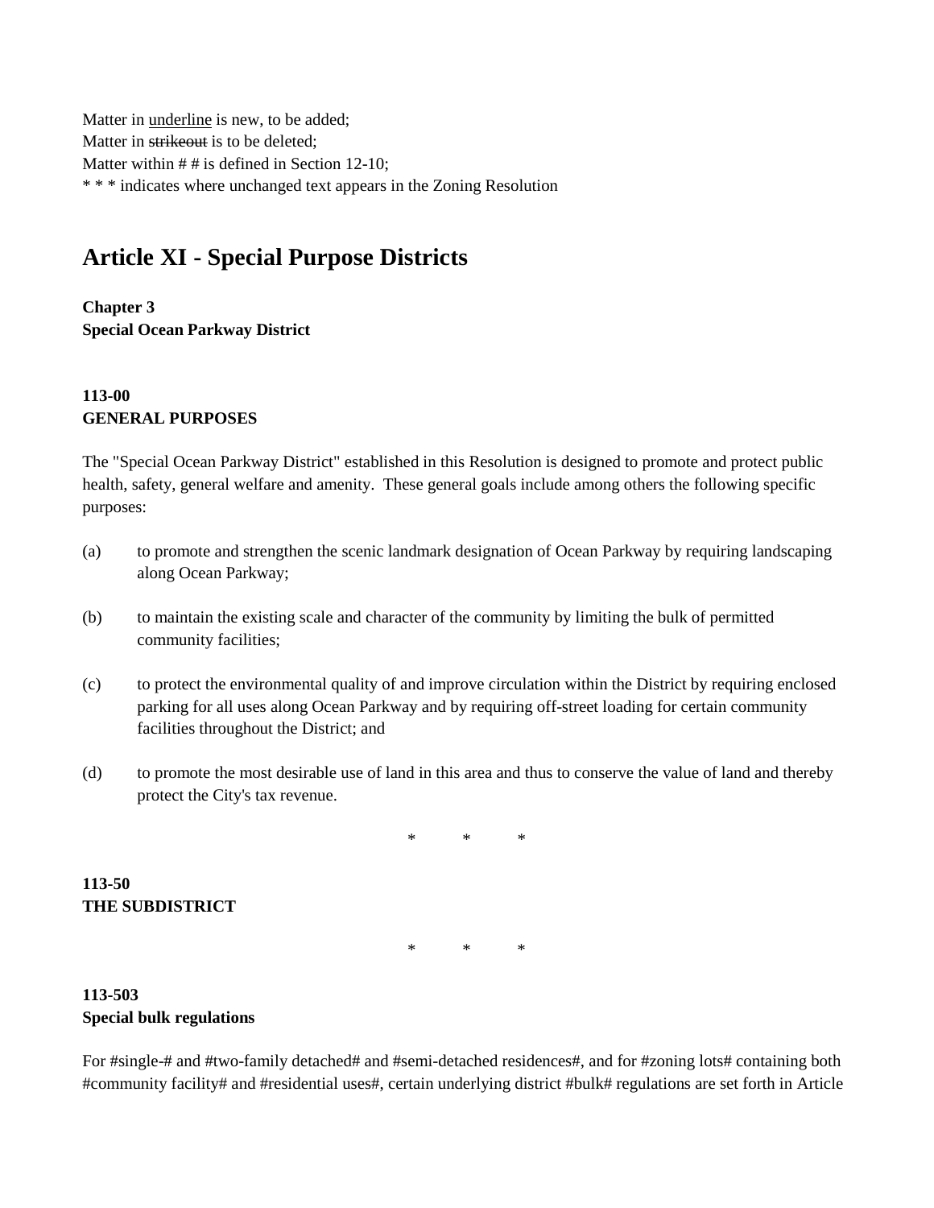Matter in <u>underline</u> is new, to be added;
Matter in ~~strikeout~~ is to be deleted;
Matter within # # is defined in Section 12-10;
* * * indicates where unchanged text appears in the Zoning Resolution

# Article XI - Special Purpose Districts

**Chapter 3**
**Special Ocean Parkway District**

### 113-00
### GENERAL PURPOSES

The "Special Ocean Parkway District" established in this Resolution is designed to promote and protect public health, safety, general welfare and amenity. These general goals include among others the following specific purposes:

(a) to promote and strengthen the scenic landmark designation of Ocean Parkway by requiring landscaping along Ocean Parkway;

(b) to maintain the existing scale and character of the community by limiting the bulk of permitted community facilities;

(c) to protect the environmental quality of and improve circulation within the District by requiring enclosed parking for all uses along Ocean Parkway and by requiring off-street loading for certain community facilities throughout the District; and

(d) to promote the most desirable use of land in this area and thus to conserve the value of land and thereby protect the City's tax revenue.

\* \* \*

### 113-50
### THE SUBDISTRICT

\* \* \*

### 113-503
### Special bulk regulations

For #single-# and #two-family detached# and #semi-detached residences#, and for #zoning lots# containing both #community facility# and #residential uses#, certain underlying district #bulk# regulations are set forth in Article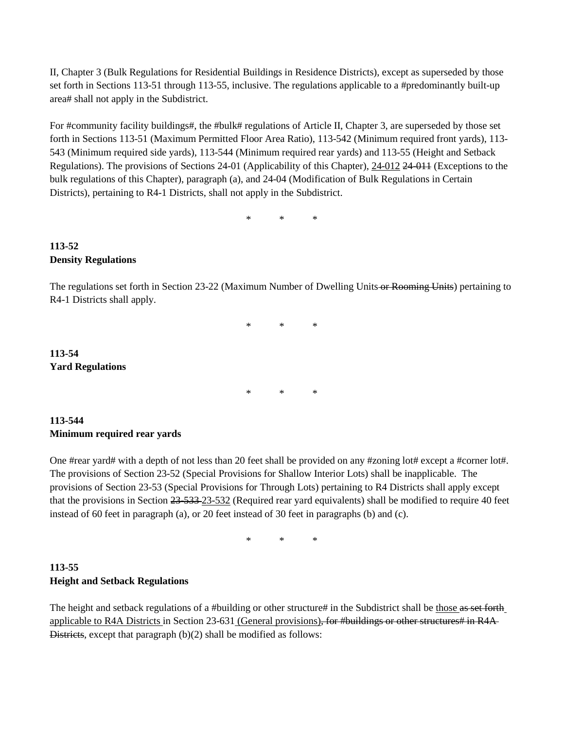II, Chapter 3 (Bulk Regulations for Residential Buildings in Residence Districts), except as superseded by those set forth in Sections 113-51 through 113-55, inclusive. The regulations applicable to a #predominantly built-up area# shall not apply in the Subdistrict.

For #community facility buildings#, the #bulk# regulations of Article II, Chapter 3, are superseded by those set forth in Sections 113-51 (Maximum Permitted Floor Area Ratio), 113-542 (Minimum required front yards), 113-543 (Minimum required side yards), 113-544 (Minimum required rear yards) and 113-55 (Height and Setback Regulations). The provisions of Sections 24-01 (Applicability of this Chapter), <u>24-012</u> ~~24-011~~ (Exceptions to the bulk regulations of this Chapter), paragraph (a), and 24-04 (Modification of Bulk Regulations in Certain Districts), pertaining to R4-1 Districts, shall not apply in the Subdistrict.

\*   \*   \*

**113-52**
**Density Regulations**

The regulations set forth in Section 23-22 (Maximum Number of Dwelling Units ~~or Rooming Units~~) pertaining to R4-1 Districts shall apply.

\*   \*   \*

**113-54**
**Yard Regulations**

\*   \*   \*

**113-544**
**Minimum required rear yards**

One #rear yard# with a depth of not less than 20 feet shall be provided on any #zoning lot# except a #corner lot#. The provisions of Section 23-52 (Special Provisions for Shallow Interior Lots) shall be inapplicable. The provisions of Section 23-53 (Special Provisions for Through Lots) pertaining to R4 Districts shall apply except that the provisions in Section ~~23-533~~ <u>23-532</u> (Required rear yard equivalents) shall be modified to require 40 feet instead of 60 feet in paragraph (a), or 20 feet instead of 30 feet in paragraphs (b) and (c).

\*   \*   \*

**113-55**
**Height and Setback Regulations**

The height and setback regulations of a #building or other structure# in the Subdistrict shall be <u>those</u> ~~as set forth~~ <u>applicable to R4A Districts</u> in Section 23-631 <u>(General provisions)</u>~~, for #buildings or other structures# in R4A Districts~~, except that paragraph (b)(2) shall be modified as follows: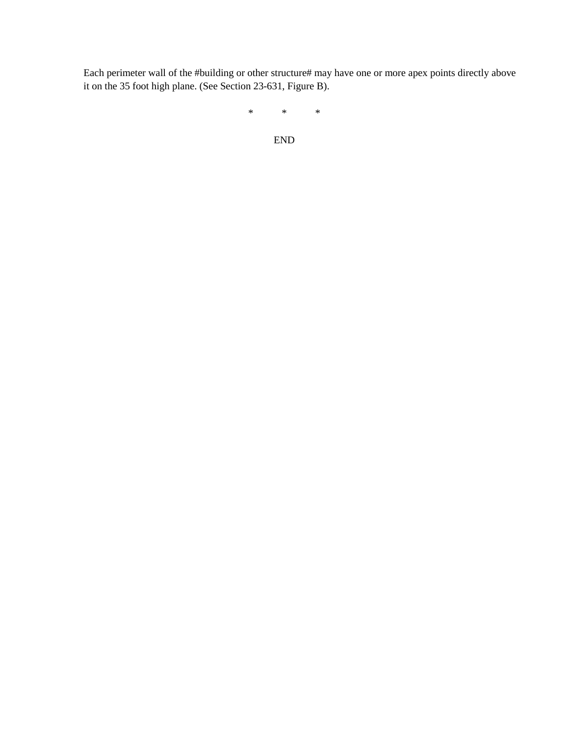Each perimeter wall of the #building or other structure# may have one or more apex points directly above it on the 35 foot high plane. (See Section 23-631, Figure B).

\* \* \*

END